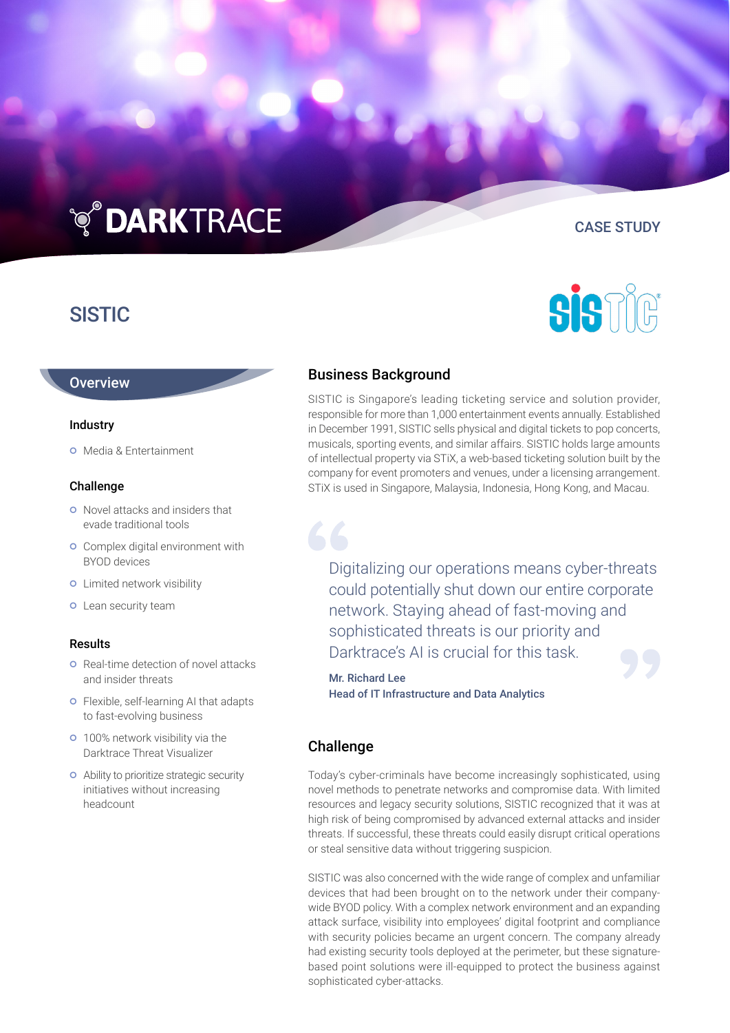DARKTRACE

CASE STUDY

# SISTIC

## Overview

### Industry

- Media & Entertainment

### Challenge

- Novel attacks and insiders that evade traditional tools
- Complex digital environment with BYOD devices
- Limited network visibility
- Lean security team

### Results

- Real-time detection of novel attacks and insider threats
- Flexible, self-learning AI that adapts to fast-evolving business
- 100% network visibility via the Darktrace Threat Visualizer
- Ability to prioritize strategic security initiatives without increasing headcount

## Business Background

SISTIC is Singapore's leading ticketing service and solution provider, responsible for more than 1,000 entertainment events annually. Established in December 1991, SISTIC sells physical and digital tickets to pop concerts, musicals, sporting events, and similar affairs. SISTIC holds large amounts of intellectual property via STiX, a web-based ticketing solution built by the company for event promoters and venues, under a licensing arrangement. STiX is used in Singapore, Malaysia, Indonesia, Hong Kong, and Macau.

> Digitalizing our operations means cyber-threats could potentially shut down our entire corporate network. Staying ahead of fast-moving and sophisticated threats is our priority and Darktrace's AI is crucial for this task.
>
> **Mr. Richard Lee**
> **Head of IT Infrastructure and Data Analytics**

## Challenge

Today's cyber-criminals have become increasingly sophisticated, using novel methods to penetrate networks and compromise data. With limited resources and legacy security solutions, SISTIC recognized that it was at high risk of being compromised by advanced external attacks and insider threats. If successful, these threats could easily disrupt critical operations or steal sensitive data without triggering suspicion.

SISTIC was also concerned with the wide range of complex and unfamiliar devices that had been brought on to the network under their company-wide BYOD policy. With a complex network environment and an expanding attack surface, visibility into employees' digital footprint and compliance with security policies became an urgent concern. The company already had existing security tools deployed at the perimeter, but these signature-based point solutions were ill-equipped to protect the business against sophisticated cyber-attacks.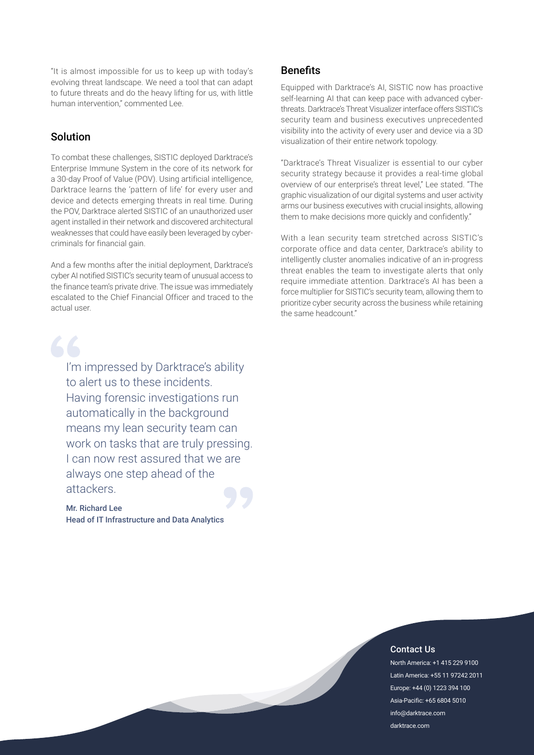"It is almost impossible for us to keep up with today's evolving threat landscape. We need a tool that can adapt to future threats and do the heavy lifting for us, with little human intervention," commented Lee.

## Solution

To combat these challenges, SISTIC deployed Darktrace's Enterprise Immune System in the core of its network for a 30-day Proof of Value (POV). Using artificial intelligence, Darktrace learns the 'pattern of life' for every user and device and detects emerging threats in real time. During the POV, Darktrace alerted SISTIC of an unauthorized user agent installed in their network and discovered architectural weaknesses that could have easily been leveraged by cyber-criminals for financial gain.

And a few months after the initial deployment, Darktrace's cyber AI notified SISTIC's security team of unusual access to the finance team's private drive. The issue was immediately escalated to the Chief Financial Officer and traced to the actual user.

> I'm impressed by Darktrace's ability to alert us to these incidents. Having forensic investigations run automatically in the background means my lean security team can work on tasks that are truly pressing. I can now rest assured that we are always one step ahead of the attackers.
>
> **Mr. Richard Lee**
> **Head of IT Infrastructure and Data Analytics**

## Benefits

Equipped with Darktrace's AI, SISTIC now has proactive self-learning AI that can keep pace with advanced cyber-threats. Darktrace's Threat Visualizer interface offers SISTIC's security team and business executives unprecedented visibility into the activity of every user and device via a 3D visualization of their entire network topology.

"Darktrace's Threat Visualizer is essential to our cyber security strategy because it provides a real-time global overview of our enterprise's threat level," Lee stated. "The graphic visualization of our digital systems and user activity arms our business executives with crucial insights, allowing them to make decisions more quickly and confidently."

With a lean security team stretched across SISTIC's corporate office and data center, Darktrace's ability to intelligently cluster anomalies indicative of an in-progress threat enables the team to investigate alerts that only require immediate attention. Darktrace's AI has been a force multiplier for SISTIC's security team, allowing them to prioritize cyber security across the business while retaining the same headcount."

### Contact Us

North America: +1 415 229 9100
Latin America: +55 11 97242 2011
Europe: +44 (0) 1223 394 100
Asia-Pacific: +65 6804 5010
info@darktrace.com
darktrace.com